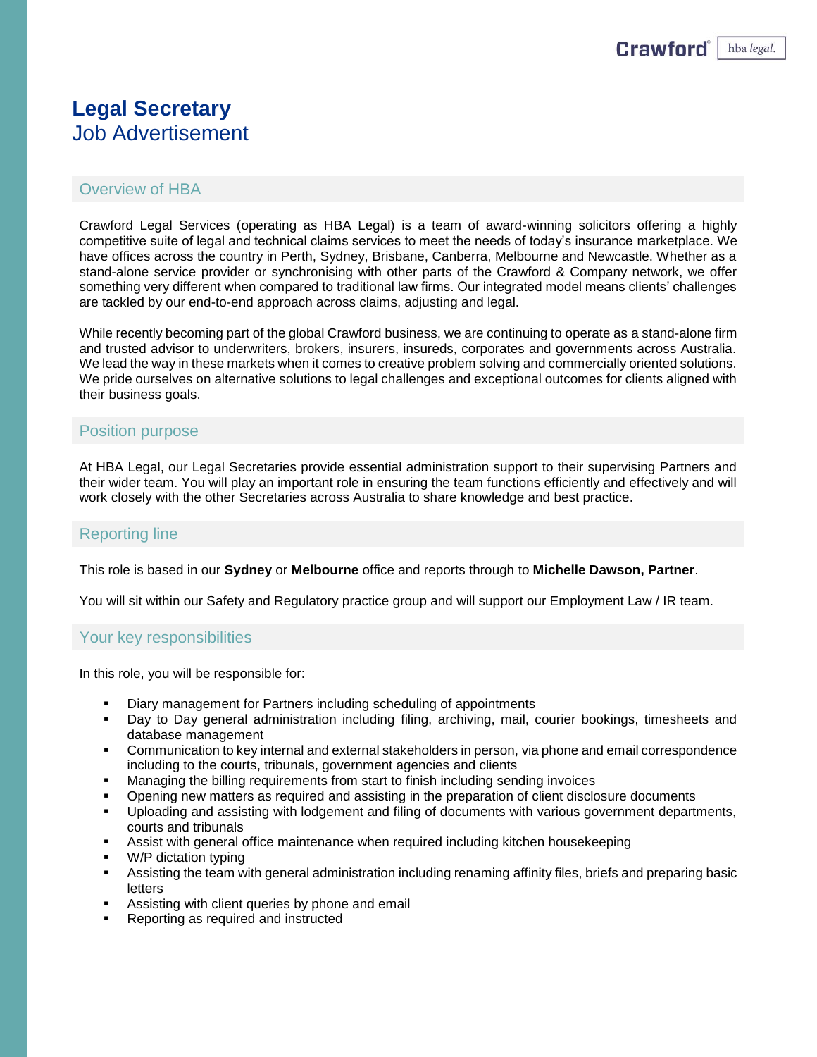# Legal Secretary

Job Advertisement

## Overview of HBA

Crawford Legal Services (operating as HBA Legal) is a team of award-winning solicitors offering a highly competitive suite of legal and technical claims services to meet the needs of today's insurance marketplace. We have offices across the country in Perth, Sydney, Brisbane, Canberra, Melbourne and Newcastle. Whether as a stand-alone service provider or synchronising with other parts of the Crawford & Company network, we offer something very different when compared to traditional law firms. Our integrated model means clients' challenges are tackled by our end-to-end approach across claims, adjusting and legal.

While recently becoming part of the global Crawford business, we are continuing to operate as a stand-alone firm and trusted advisor to underwriters, brokers, insurers, insureds, corporates and governments across Australia. We lead the way in these markets when it comes to creative problem solving and commercially oriented solutions. We pride ourselves on alternative solutions to legal challenges and exceptional outcomes for clients aligned with their business goals.

## Position purpose

At HBA Legal, our Legal Secretaries provide essential administration support to their supervising Partners and their wider team. You will play an important role in ensuring the team functions efficiently and effectively and will work closely with the other Secretaries across Australia to share knowledge and best practice.

## Reporting line

This role is based in our **Sydney** or **Melbourne** office and reports through to **Michelle Dawson, Partner**.

You will sit within our Safety and Regulatory practice group and will support our Employment Law / IR team.

## Your key responsibilities

In this role, you will be responsible for:

- Diary management for Partners including scheduling of appointments
- Day to Day general administration including filing, archiving, mail, courier bookings, timesheets and database management
- Communication to key internal and external stakeholders in person, via phone and email correspondence including to the courts, tribunals, government agencies and clients
- Managing the billing requirements from start to finish including sending invoices
- Opening new matters as required and assisting in the preparation of client disclosure documents
- Uploading and assisting with lodgement and filing of documents with various government departments, courts and tribunals
- Assist with general office maintenance when required including kitchen housekeeping
- W/P dictation typing
- Assisting the team with general administration including renaming affinity files, briefs and preparing basic letters
- Assisting with client queries by phone and email
- Reporting as required and instructed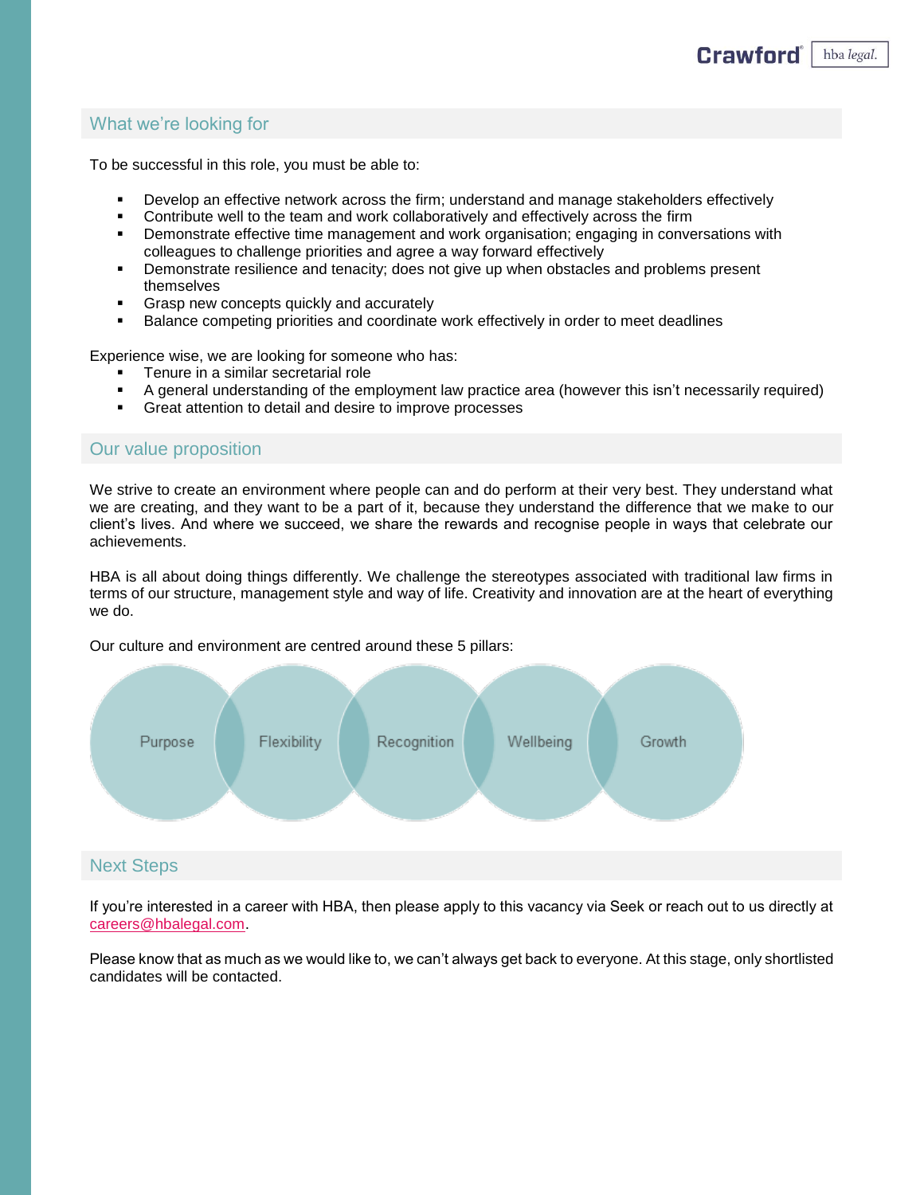## What we're looking for

To be successful in this role, you must be able to:

- Develop an effective network across the firm; understand and manage stakeholders effectively
- Contribute well to the team and work collaboratively and effectively across the firm
- Demonstrate effective time management and work organisation; engaging in conversations with colleagues to challenge priorities and agree a way forward effectively
- Demonstrate resilience and tenacity; does not give up when obstacles and problems present themselves
- Grasp new concepts quickly and accurately
- Balance competing priorities and coordinate work effectively in order to meet deadlines

Experience wise, we are looking for someone who has:

- Tenure in a similar secretarial role
- A general understanding of the employment law practice area (however this isn't necessarily required)
- Great attention to detail and desire to improve processes

## Our value proposition

We strive to create an environment where people can and do perform at their very best. They understand what we are creating, and they want to be a part of it, because they understand the difference that we make to our client's lives. And where we succeed, we share the rewards and recognise people in ways that celebrate our achievements.

HBA is all about doing things differently. We challenge the stereotypes associated with traditional law firms in terms of our structure, management style and way of life. Creativity and innovation are at the heart of everything we do.

Our culture and environment are centred around these 5 pillars:

Purpose
Flexibility
Recognition
Wellbeing
Growth

## Next Steps

If you're interested in a career with HBA, then please apply to this vacancy via Seek or reach out to us directly at careers@hbalegal.com.

Please know that as much as we would like to, we can't always get back to everyone. At this stage, only shortlisted candidates will be contacted.